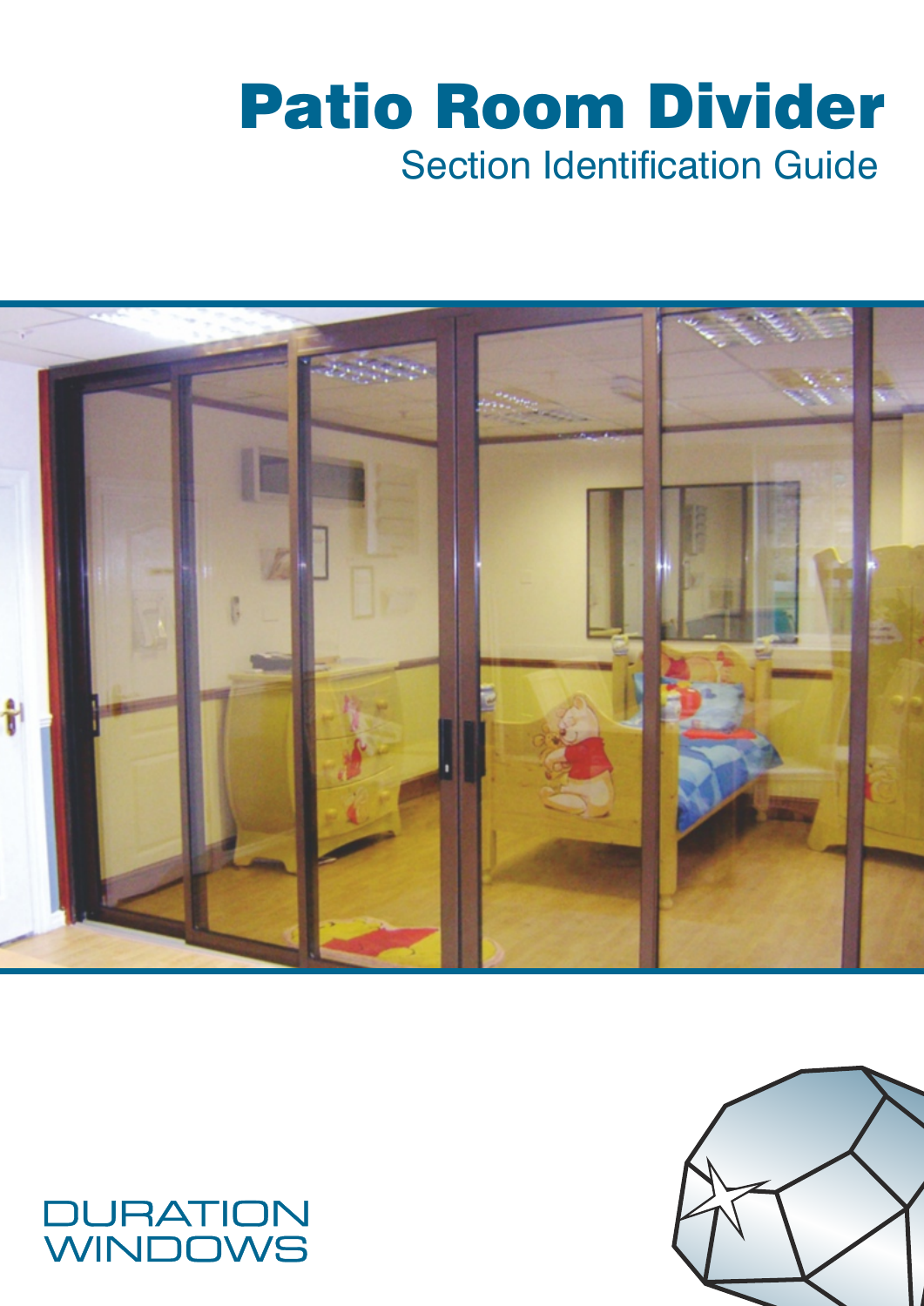# Patio Room Divider

## Section Identification Guide

DURATION WINDOWS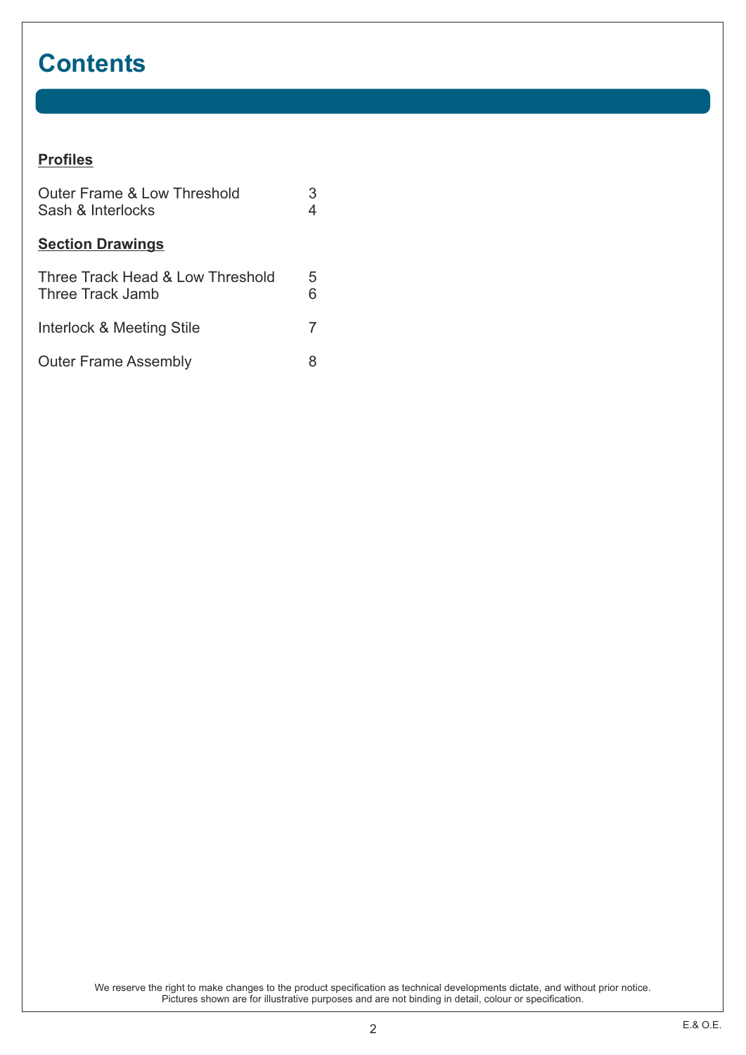# Contents

**Profiles**

| | |
|---|---|
| Outer Frame & Low Threshold | 3 |
| Sash & Interlocks | 4 |

**Section Drawings**

| | |
|---|---|
| Three Track Head & Low Threshold | 5 |
| Three Track Jamb | 6 |
| Interlock & Meeting Stile | 7 |
| Outer Frame Assembly | 8 |

We reserve the right to make changes to the product specification as technical developments dictate, and without prior notice.
Pictures shown are for illustrative purposes and are not binding in detail, colour or specification.

E.& O.E.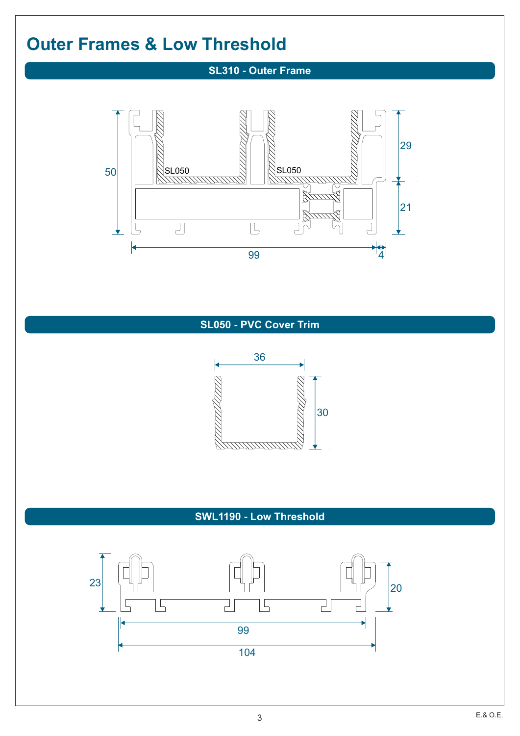# Outer Frames & Low Threshold

## SL310 - Outer Frame

SL050

SL050

50

29

21

99

4

## SL050 - PVC Cover Trim

36

30

## SWL1190 - Low Threshold

23

20

99

104

E.& O.E.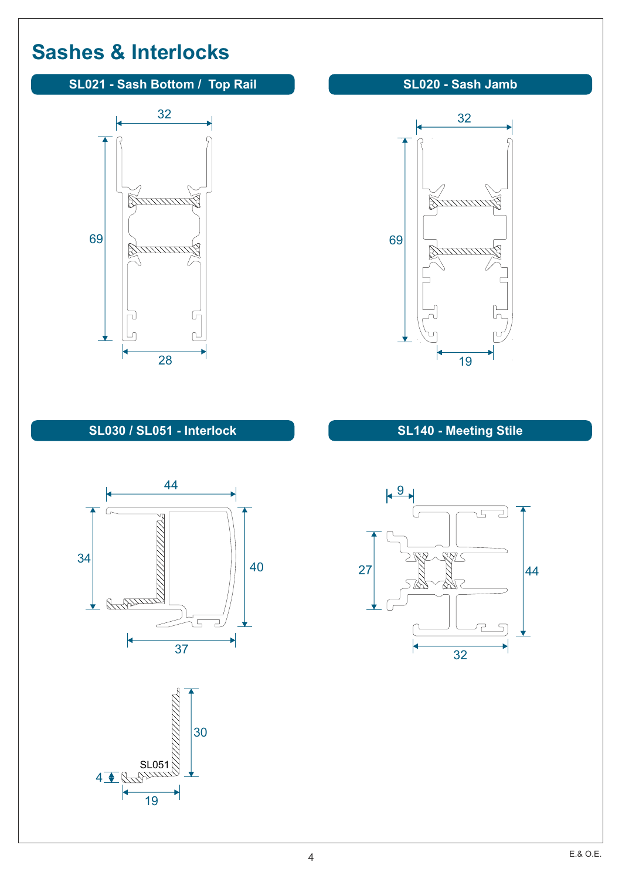# Sashes & Interlocks

## SL021 - Sash Bottom / Top Rail

32

69

28

## SL020 - Sash Jamb

32

69

19

## SL030 / SL051 - Interlock

44

34

40

37

SL051

4

30

19

## SL140 - Meeting Stile

9

27

44

32

E.& O.E.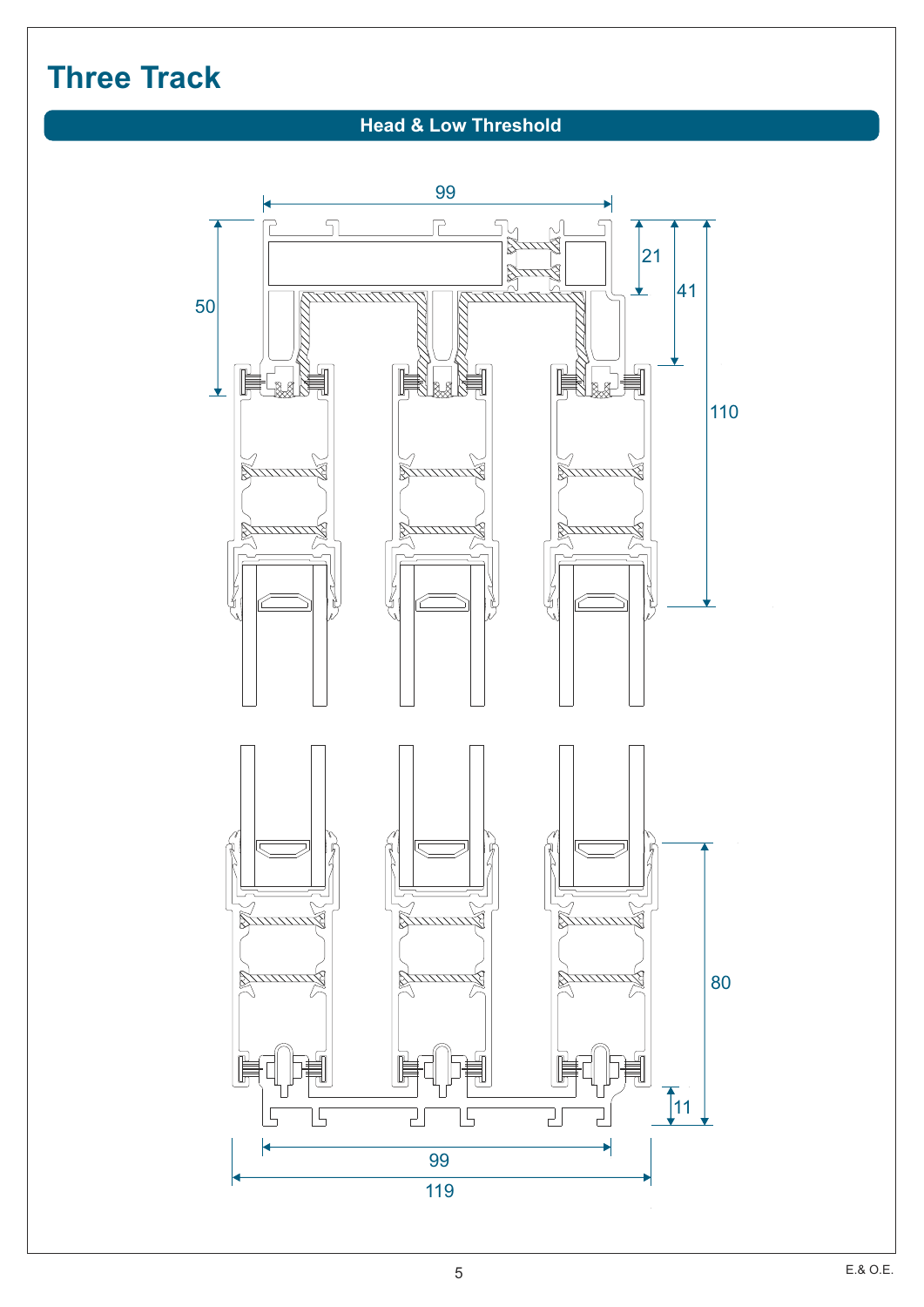# Three Track

## Head & Low Threshold

99

50

21

41

110

80

11

99

119

E.& O.E.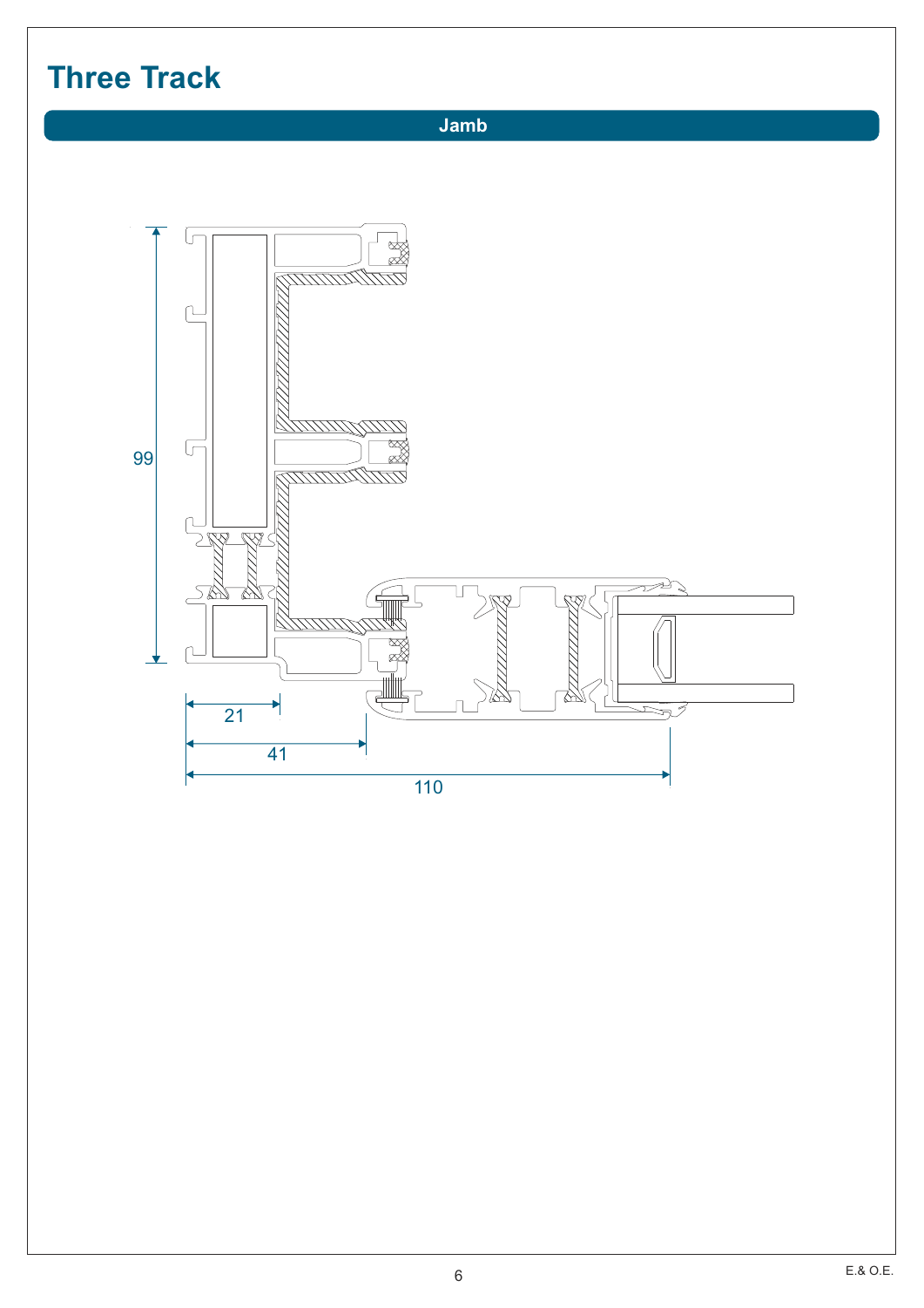# Three Track

## Jamb

99

21

41

110

E.& O.E.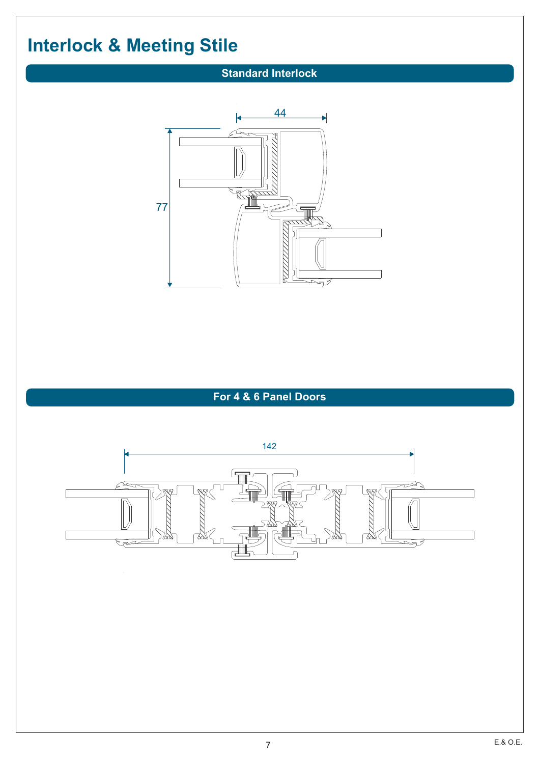# Interlock & Meeting Stile

## Standard Interlock

44

77

## For 4 & 6 Panel Doors

142

E.& O.E.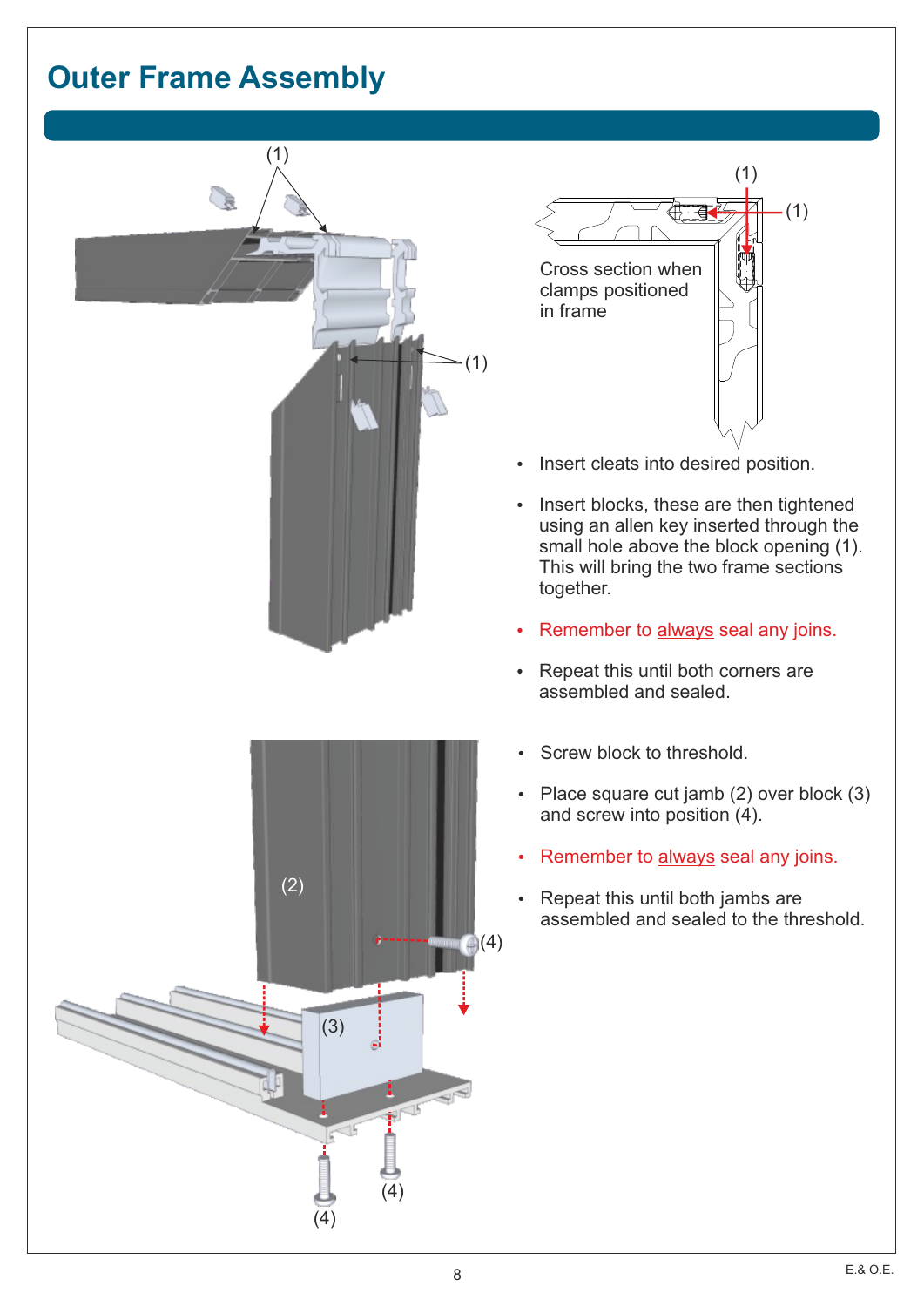# Outer Frame Assembly

Cross section when clamps positioned in frame

- Insert cleats into desired position.
- Insert blocks, these are then tightened using an allen key inserted through the small hole above the block opening (1). This will bring the two frame sections together.
- Remember to always seal any joins.
- Repeat this until both corners are assembled and sealed.

- Screw block to threshold.
- Place square cut jamb (2) over block (3) and screw into position (4).
- Remember to always seal any joins.
- Repeat this until both jambs are assembled and sealed to the threshold.

E.& O.E.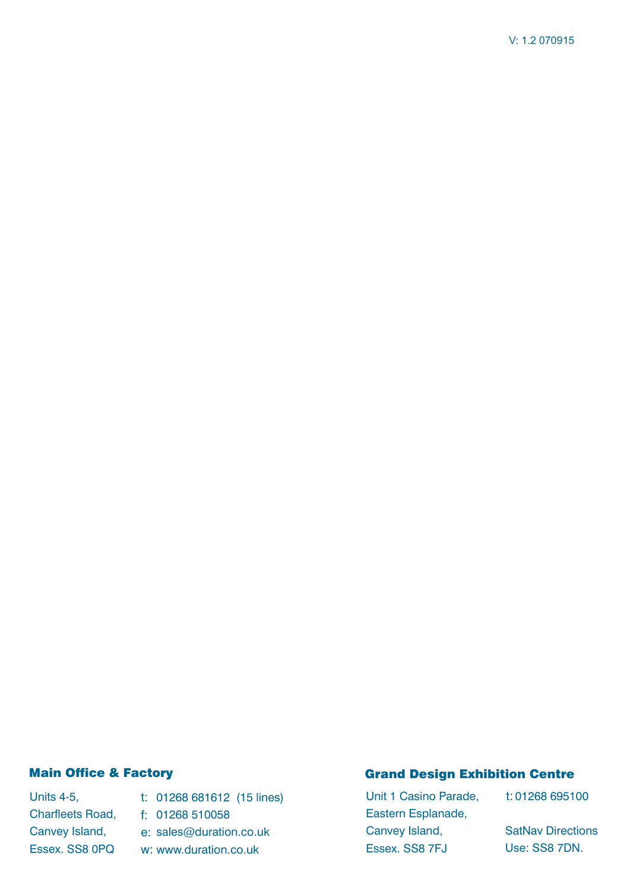V: 1.2 070915

**Main Office & Factory**

Units 4-5,
Charfleets Road,
Canvey Island,
Essex. SS8 0PQ

t: 01268 681612 (15 lines)
f: 01268 510058
e: sales@duration.co.uk
w: www.duration.co.uk

**Grand Design Exhibition Centre**

Unit 1 Casino Parade,
Eastern Esplanade,
Canvey Island,
Essex. SS8 7FJ

t: 01268 695100

SatNav Directions
Use: SS8 7DN.